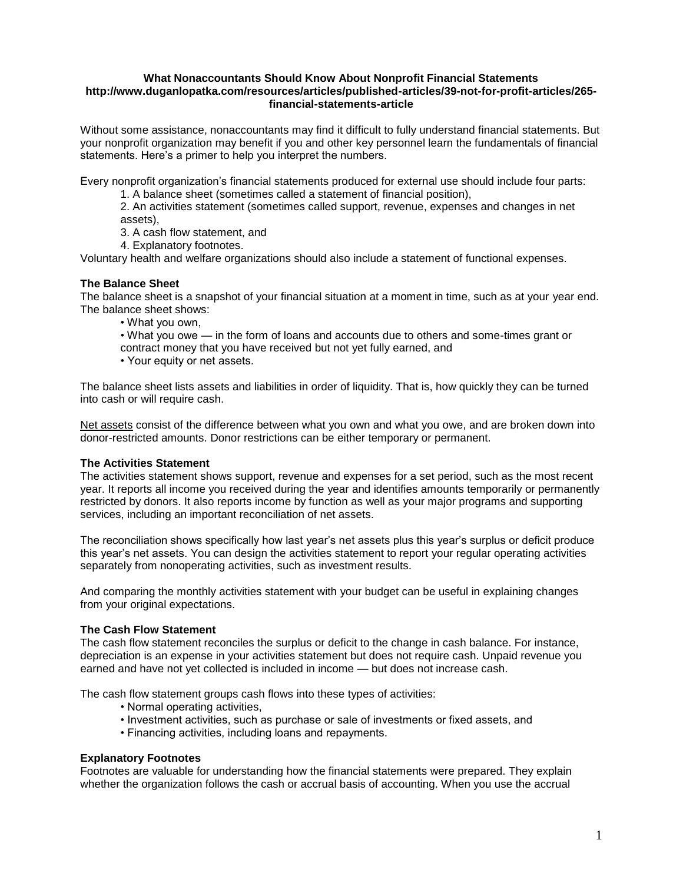**What Nonaccountants Should Know About Nonprofit Financial Statements**
**http://www.duganlopatka.com/resources/articles/published-articles/39-not-for-profit-articles/265-financial-statements-article**

Without some assistance, nonaccountants may find it difficult to fully understand financial statements. But your nonprofit organization may benefit if you and other key personnel learn the fundamentals of financial statements. Here's a primer to help you interpret the numbers.

Every nonprofit organization's financial statements produced for external use should include four parts:

1. A balance sheet (sometimes called a statement of financial position),
2. An activities statement (sometimes called support, revenue, expenses and changes in net assets),
3. A cash flow statement, and
4. Explanatory footnotes.

Voluntary health and welfare organizations should also include a statement of functional expenses.

**The Balance Sheet**
The balance sheet is a snapshot of your financial situation at a moment in time, such as at your year end. The balance sheet shows:

- What you own,
- What you owe — in the form of loans and accounts due to others and some-times grant or contract money that you have received but not yet fully earned, and
- Your equity or net assets.

The balance sheet lists assets and liabilities in order of liquidity. That is, how quickly they can be turned into cash or will require cash.

<u>Net assets</u> consist of the difference between what you own and what you owe, and are broken down into donor-restricted amounts. Donor restrictions can be either temporary or permanent.

**The Activities Statement**
The activities statement shows support, revenue and expenses for a set period, such as the most recent year. It reports all income you received during the year and identifies amounts temporarily or permanently restricted by donors. It also reports income by function as well as your major programs and supporting services, including an important reconciliation of net assets.

The reconciliation shows specifically how last year's net assets plus this year's surplus or deficit produce this year's net assets. You can design the activities statement to report your regular operating activities separately from nonoperating activities, such as investment results.

And comparing the monthly activities statement with your budget can be useful in explaining changes from your original expectations.

**The Cash Flow Statement**
The cash flow statement reconciles the surplus or deficit to the change in cash balance. For instance, depreciation is an expense in your activities statement but does not require cash. Unpaid revenue you earned and have not yet collected is included in income — but does not increase cash.

The cash flow statement groups cash flows into these types of activities:

- Normal operating activities,
- Investment activities, such as purchase or sale of investments or fixed assets, and
- Financing activities, including loans and repayments.

**Explanatory Footnotes**
Footnotes are valuable for understanding how the financial statements were prepared. They explain whether the organization follows the cash or accrual basis of accounting. When you use the accrual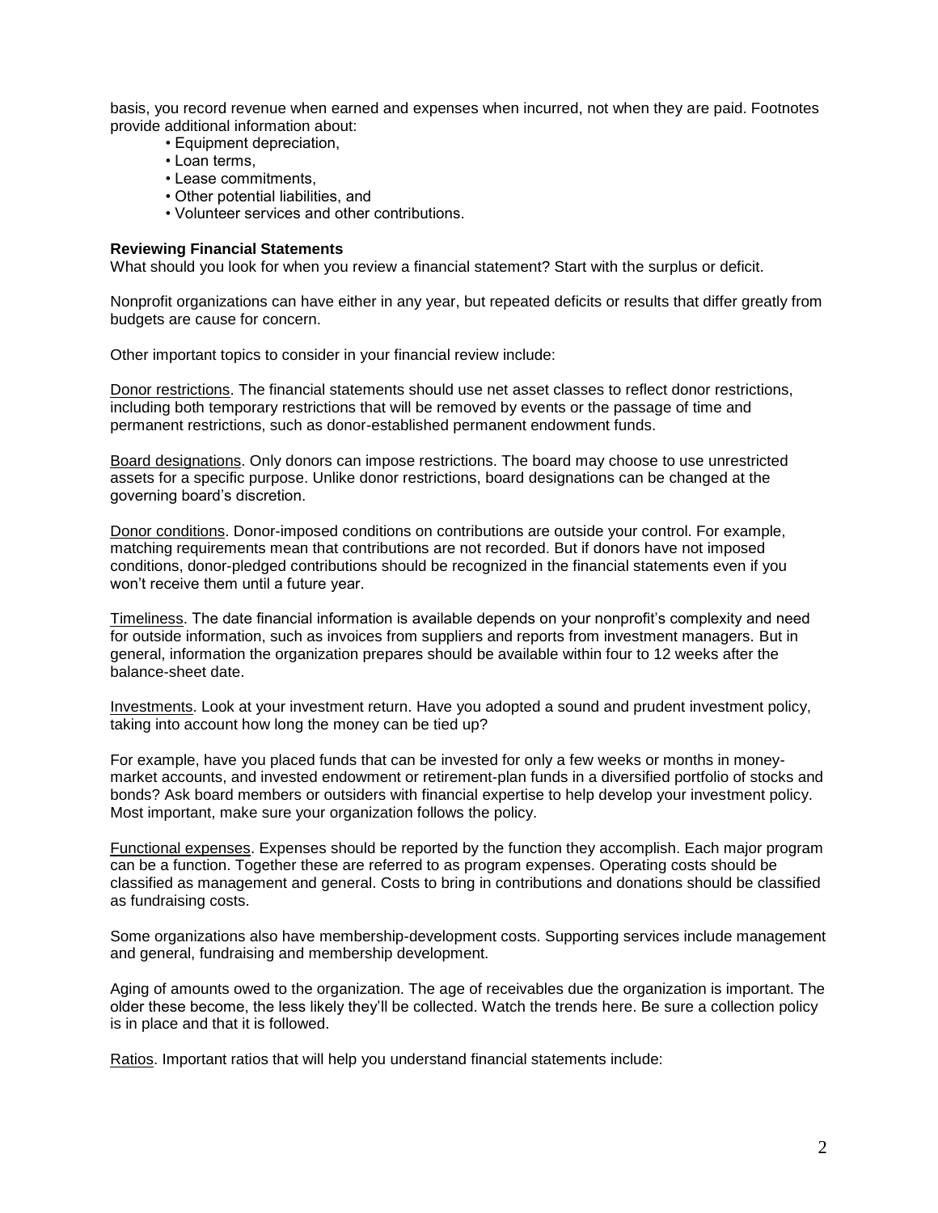basis, you record revenue when earned and expenses when incurred, not when they are paid. Footnotes provide additional information about:

- Equipment depreciation,
- Loan terms,
- Lease commitments,
- Other potential liabilities, and
- Volunteer services and other contributions.

**Reviewing Financial Statements**

What should you look for when you review a financial statement? Start with the surplus or deficit.

Nonprofit organizations can have either in any year, but repeated deficits or results that differ greatly from budgets are cause for concern.

Other important topics to consider in your financial review include:

<u>Donor restrictions</u>. The financial statements should use net asset classes to reflect donor restrictions, including both temporary restrictions that will be removed by events or the passage of time and permanent restrictions, such as donor-established permanent endowment funds.

<u>Board designations</u>. Only donors can impose restrictions. The board may choose to use unrestricted assets for a specific purpose. Unlike donor restrictions, board designations can be changed at the governing board's discretion.

<u>Donor conditions</u>. Donor-imposed conditions on contributions are outside your control. For example, matching requirements mean that contributions are not recorded. But if donors have not imposed conditions, donor-pledged contributions should be recognized in the financial statements even if you won't receive them until a future year.

<u>Timeliness</u>. The date financial information is available depends on your nonprofit's complexity and need for outside information, such as invoices from suppliers and reports from investment managers. But in general, information the organization prepares should be available within four to 12 weeks after the balance-sheet date.

<u>Investments</u>. Look at your investment return. Have you adopted a sound and prudent investment policy, taking into account how long the money can be tied up?

For example, have you placed funds that can be invested for only a few weeks or months in money-market accounts, and invested endowment or retirement-plan funds in a diversified portfolio of stocks and bonds? Ask board members or outsiders with financial expertise to help develop your investment policy. Most important, make sure your organization follows the policy.

<u>Functional expenses</u>. Expenses should be reported by the function they accomplish. Each major program can be a function. Together these are referred to as program expenses. Operating costs should be classified as management and general. Costs to bring in contributions and donations should be classified as fundraising costs.

Some organizations also have membership-development costs. Supporting services include management and general, fundraising and membership development.

Aging of amounts owed to the organization. The age of receivables due the organization is important. The older these become, the less likely they'll be collected. Watch the trends here. Be sure a collection policy is in place and that it is followed.

<u>Ratios</u>. Important ratios that will help you understand financial statements include: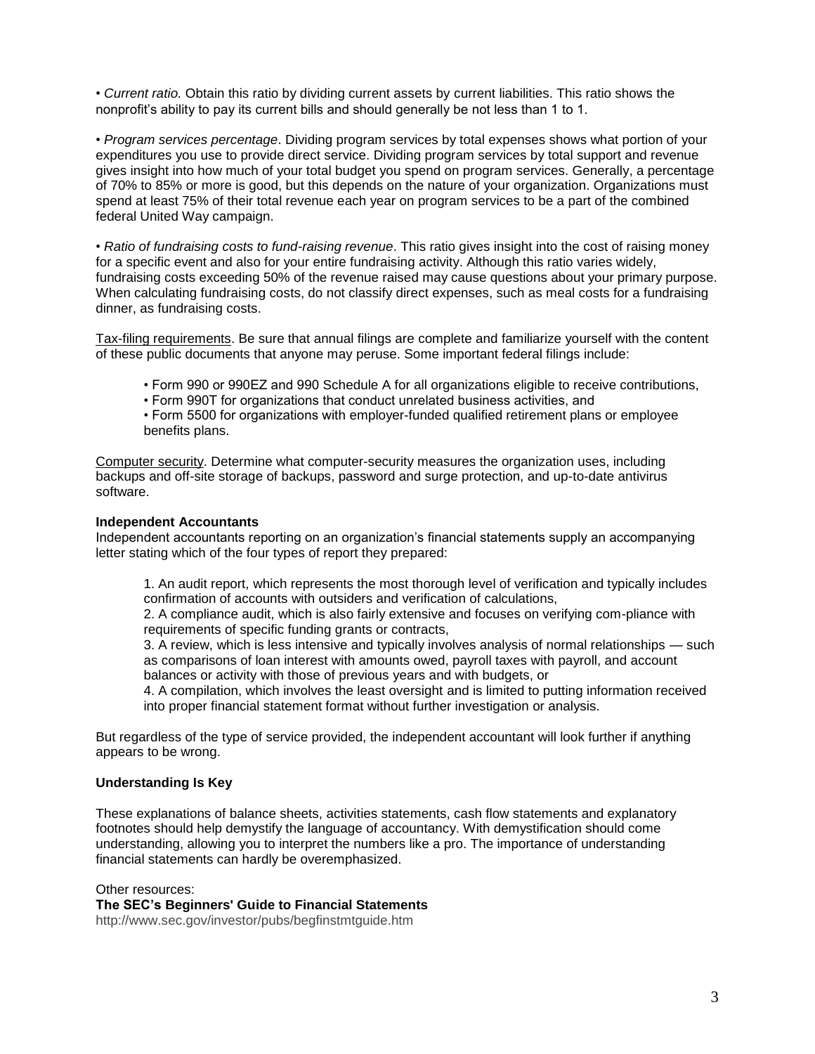• *Current ratio.* Obtain this ratio by dividing current assets by current liabilities. This ratio shows the nonprofit's ability to pay its current bills and should generally be not less than 1 to 1.

• *Program services percentage*. Dividing program services by total expenses shows what portion of your expenditures you use to provide direct service. Dividing program services by total support and revenue gives insight into how much of your total budget you spend on program services. Generally, a percentage of 70% to 85% or more is good, but this depends on the nature of your organization. Organizations must spend at least 75% of their total revenue each year on program services to be a part of the combined federal United Way campaign.

• *Ratio of fundraising costs to fund-raising revenue*. This ratio gives insight into the cost of raising money for a specific event and also for your entire fundraising activity. Although this ratio varies widely, fundraising costs exceeding 50% of the revenue raised may cause questions about your primary purpose. When calculating fundraising costs, do not classify direct expenses, such as meal costs for a fundraising dinner, as fundraising costs.

<u>Tax-filing requirements</u>. Be sure that annual filings are complete and familiarize yourself with the content of these public documents that anyone may peruse. Some important federal filings include:

- Form 990 or 990EZ and 990 Schedule A for all organizations eligible to receive contributions,
- Form 990T for organizations that conduct unrelated business activities, and
- Form 5500 for organizations with employer-funded qualified retirement plans or employee benefits plans.

<u>Computer security</u>. Determine what computer-security measures the organization uses, including backups and off-site storage of backups, password and surge protection, and up-to-date antivirus software.

**Independent Accountants**

Independent accountants reporting on an organization's financial statements supply an accompanying letter stating which of the four types of report they prepared:

1. An audit report, which represents the most thorough level of verification and typically includes confirmation of accounts with outsiders and verification of calculations,
2. A compliance audit, which is also fairly extensive and focuses on verifying com-pliance with requirements of specific funding grants or contracts,
3. A review, which is less intensive and typically involves analysis of normal relationships — such as comparisons of loan interest with amounts owed, payroll taxes with payroll, and account balances or activity with those of previous years and with budgets, or
4. A compilation, which involves the least oversight and is limited to putting information received into proper financial statement format without further investigation or analysis.

But regardless of the type of service provided, the independent accountant will look further if anything appears to be wrong.

**Understanding Is Key**

These explanations of balance sheets, activities statements, cash flow statements and explanatory footnotes should help demystify the language of accountancy. With demystification should come understanding, allowing you to interpret the numbers like a pro. The importance of understanding financial statements can hardly be overemphasized.

Other resources:

**The SEC's Beginners' Guide to Financial Statements**

http://www.sec.gov/investor/pubs/begfinstmtguide.htm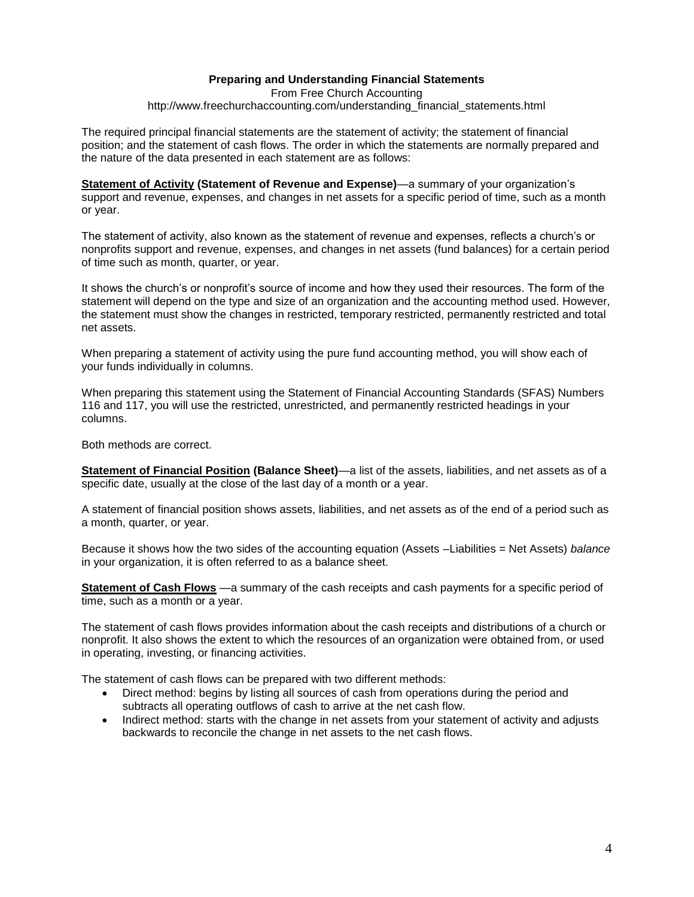**Preparing and Understanding Financial Statements**

From Free Church Accounting

http://www.freechurchaccounting.com/understanding_financial_statements.html

The required principal financial statements are the statement of activity; the statement of financial position; and the statement of cash flows. The order in which the statements are normally prepared and the nature of the data presented in each statement are as follows:

**<u>Statement of Activity</u> (Statement of Revenue and Expense)**—a summary of your organization's support and revenue, expenses, and changes in net assets for a specific period of time, such as a month or year.

The statement of activity, also known as the statement of revenue and expenses, reflects a church's or nonprofits support and revenue, expenses, and changes in net assets (fund balances) for a certain period of time such as month, quarter, or year.

It shows the church's or nonprofit's source of income and how they used their resources. The form of the statement will depend on the type and size of an organization and the accounting method used. However, the statement must show the changes in restricted, temporary restricted, permanently restricted and total net assets.

When preparing a statement of activity using the pure fund accounting method, you will show each of your funds individually in columns.

When preparing this statement using the Statement of Financial Accounting Standards (SFAS) Numbers 116 and 117, you will use the restricted, unrestricted, and permanently restricted headings in your columns.

Both methods are correct.

**<u>Statement of Financial Position</u> (Balance Sheet)**—a list of the assets, liabilities, and net assets as of a specific date, usually at the close of the last day of a month or a year.

A statement of financial position shows assets, liabilities, and net assets as of the end of a period such as a month, quarter, or year.

Because it shows how the two sides of the accounting equation (Assets –Liabilities = Net Assets) *balance* in your organization, it is often referred to as a balance sheet.

**<u>Statement of Cash Flows</u>** —a summary of the cash receipts and cash payments for a specific period of time, such as a month or a year.

The statement of cash flows provides information about the cash receipts and distributions of a church or nonprofit. It also shows the extent to which the resources of an organization were obtained from, or used in operating, investing, or financing activities.

The statement of cash flows can be prepared with two different methods:

- Direct method: begins by listing all sources of cash from operations during the period and subtracts all operating outflows of cash to arrive at the net cash flow.
- Indirect method: starts with the change in net assets from your statement of activity and adjusts backwards to reconcile the change in net assets to the net cash flows.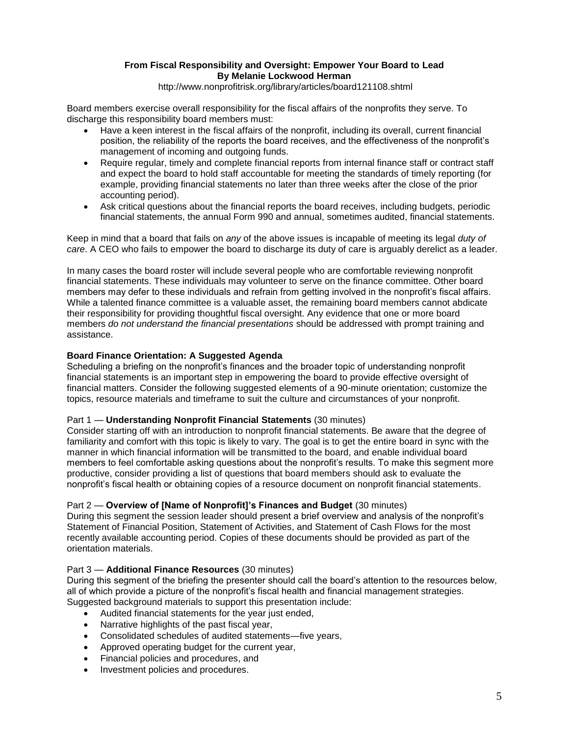**From Fiscal Responsibility and Oversight: Empower Your Board to Lead**
**By Melanie Lockwood Herman**

http://www.nonprofitrisk.org/library/articles/board121108.shtml

Board members exercise overall responsibility for the fiscal affairs of the nonprofits they serve. To discharge this responsibility board members must:

- Have a keen interest in the fiscal affairs of the nonprofit, including its overall, current financial position, the reliability of the reports the board receives, and the effectiveness of the nonprofit's management of incoming and outgoing funds.
- Require regular, timely and complete financial reports from internal finance staff or contract staff and expect the board to hold staff accountable for meeting the standards of timely reporting (for example, providing financial statements no later than three weeks after the close of the prior accounting period).
- Ask critical questions about the financial reports the board receives, including budgets, periodic financial statements, the annual Form 990 and annual, sometimes audited, financial statements.

Keep in mind that a board that fails on *any* of the above issues is incapable of meeting its legal *duty of care*. A CEO who fails to empower the board to discharge its duty of care is arguably derelict as a leader.

In many cases the board roster will include several people who are comfortable reviewing nonprofit financial statements. These individuals may volunteer to serve on the finance committee. Other board members may defer to these individuals and refrain from getting involved in the nonprofit's fiscal affairs. While a talented finance committee is a valuable asset, the remaining board members cannot abdicate their responsibility for providing thoughtful fiscal oversight. Any evidence that one or more board members *do not understand the financial presentations* should be addressed with prompt training and assistance.

**Board Finance Orientation: A Suggested Agenda**

Scheduling a briefing on the nonprofit's finances and the broader topic of understanding nonprofit financial statements is an important step in empowering the board to provide effective oversight of financial matters. Consider the following suggested elements of a 90-minute orientation; customize the topics, resource materials and timeframe to suit the culture and circumstances of your nonprofit.

Part 1 — **Understanding Nonprofit Financial Statements** (30 minutes)

Consider starting off with an introduction to nonprofit financial statements. Be aware that the degree of familiarity and comfort with this topic is likely to vary. The goal is to get the entire board in sync with the manner in which financial information will be transmitted to the board, and enable individual board members to feel comfortable asking questions about the nonprofit's results. To make this segment more productive, consider providing a list of questions that board members should ask to evaluate the nonprofit's fiscal health or obtaining copies of a resource document on nonprofit financial statements.

Part 2 — **Overview of [Name of Nonprofit]'s Finances and Budget** (30 minutes)

During this segment the session leader should present a brief overview and analysis of the nonprofit's Statement of Financial Position, Statement of Activities, and Statement of Cash Flows for the most recently available accounting period. Copies of these documents should be provided as part of the orientation materials.

Part 3 — **Additional Finance Resources** (30 minutes)

During this segment of the briefing the presenter should call the board's attention to the resources below, all of which provide a picture of the nonprofit's fiscal health and financial management strategies. Suggested background materials to support this presentation include:

- Audited financial statements for the year just ended,
- Narrative highlights of the past fiscal year,
- Consolidated schedules of audited statements—five years,
- Approved operating budget for the current year,
- Financial policies and procedures, and
- Investment policies and procedures.